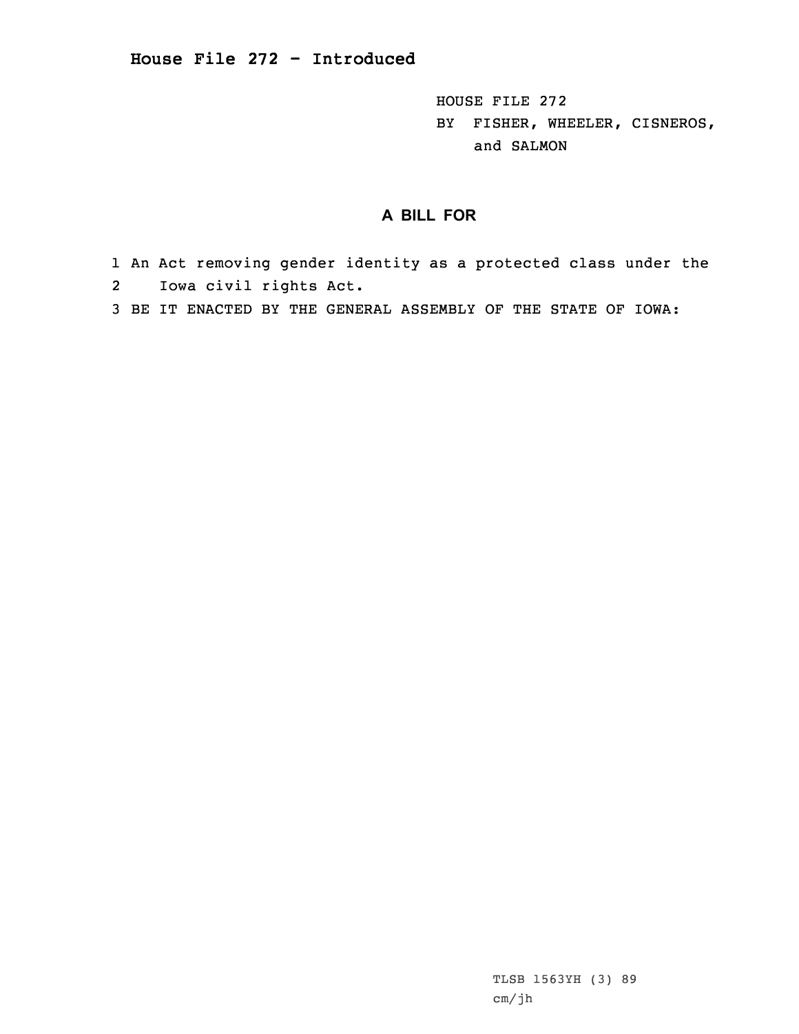## House File 272 - Introduced

HOUSE FILE 272
BY FISHER, WHEELER, CISNEROS, and SALMON

### A BILL FOR

1 An Act removing gender identity as a protected class under the
2 Iowa civil rights Act.
3 BE IT ENACTED BY THE GENERAL ASSEMBLY OF THE STATE OF IOWA:

TLSB 1563YH (3) 89
cm/jh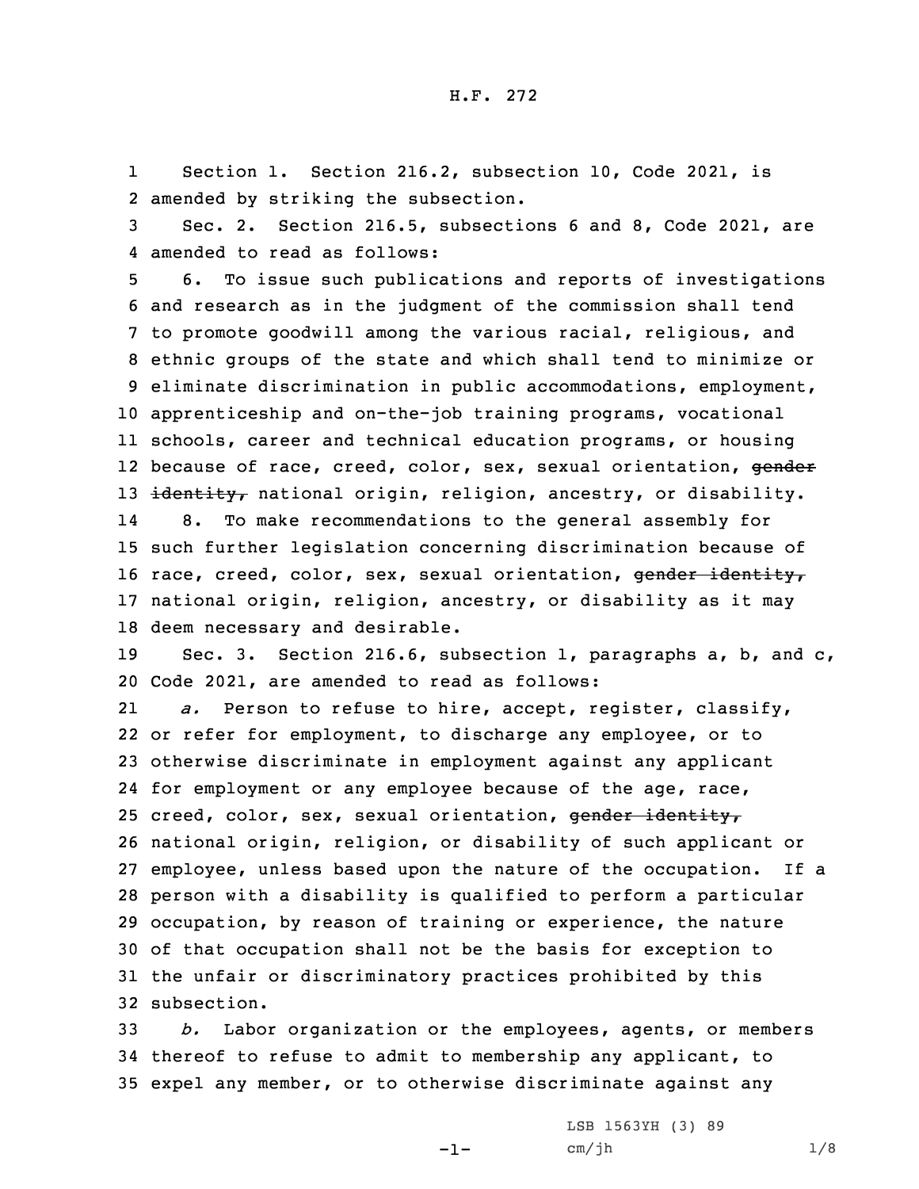H.F. 272

1 Section 1. Section 216.2, subsection 10, Code 2021, is
2 amended by striking the subsection.

3 Sec. 2. Section 216.5, subsections 6 and 8, Code 2021, are
4 amended to read as follows:

5 6. To issue such publications and reports of investigations
6 and research as in the judgment of the commission shall tend
7 to promote goodwill among the various racial, religious, and
8 ethnic groups of the state and which shall tend to minimize or
9 eliminate discrimination in public accommodations, employment,
10 apprenticeship and on-the-job training programs, vocational
11 schools, career and technical education programs, or housing
12 because of race, creed, color, sex, sexual orientation, ~~gender~~
13 ~~identity,~~ national origin, religion, ancestry, or disability.

14 8. To make recommendations to the general assembly for
15 such further legislation concerning discrimination because of
16 race, creed, color, sex, sexual orientation, ~~gender identity,~~
17 national origin, religion, ancestry, or disability as it may
18 deem necessary and desirable.

19 Sec. 3. Section 216.6, subsection 1, paragraphs a, b, and c,
20 Code 2021, are amended to read as follows:

21 *a.* Person to refuse to hire, accept, register, classify,
22 or refer for employment, to discharge any employee, or to
23 otherwise discriminate in employment against any applicant
24 for employment or any employee because of the age, race,
25 creed, color, sex, sexual orientation, ~~gender identity,~~
26 national origin, religion, or disability of such applicant or
27 employee, unless based upon the nature of the occupation. If a
28 person with a disability is qualified to perform a particular
29 occupation, by reason of training or experience, the nature
30 of that occupation shall not be the basis for exception to
31 the unfair or discriminatory practices prohibited by this
32 subsection.

33 *b.* Labor organization or the employees, agents, or members
34 thereof to refuse to admit to membership any applicant, to
35 expel any member, or to otherwise discriminate against any

LSB 1563YH (3) 89
cm/jh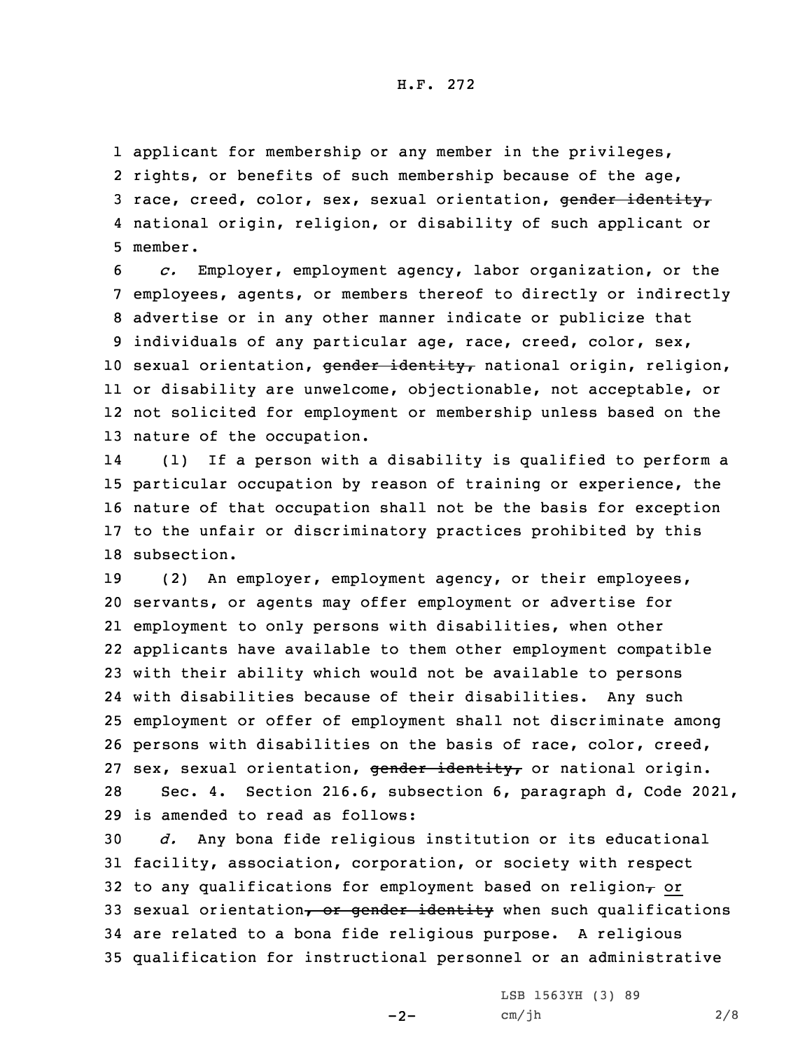applicant for membership or any member in the privileges, rights, or benefits of such membership because of the age, race, creed, color, sex, sexual orientation, ~~gender identity,~~ national origin, religion, or disability of such applicant or member.

*c.* Employer, employment agency, labor organization, or the employees, agents, or members thereof to directly or indirectly advertise or in any other manner indicate or publicize that individuals of any particular age, race, creed, color, sex, sexual orientation, ~~gender identity,~~ national origin, religion, or disability are unwelcome, objectionable, not acceptable, or not solicited for employment or membership unless based on the nature of the occupation.

(1) If a person with a disability is qualified to perform a particular occupation by reason of training or experience, the nature of that occupation shall not be the basis for exception to the unfair or discriminatory practices prohibited by this subsection.

(2) An employer, employment agency, or their employees, servants, or agents may offer employment or advertise for employment to only persons with disabilities, when other applicants have available to them other employment compatible with their ability which would not be available to persons with disabilities because of their disabilities. Any such employment or offer of employment shall not discriminate among persons with disabilities on the basis of race, color, creed, sex, sexual orientation, ~~gender identity,~~ or national origin.

Sec. 4. Section 216.6, subsection 6, paragraph d, Code 2021, is amended to read as follows:

*d.* Any bona fide religious institution or its educational facility, association, corporation, or society with respect to any qualifications for employment based on religion~~,~~ <u>or</u> sexual orientation~~, or gender identity~~ when such qualifications are related to a bona fide religious purpose. A religious qualification for instructional personnel or an administrative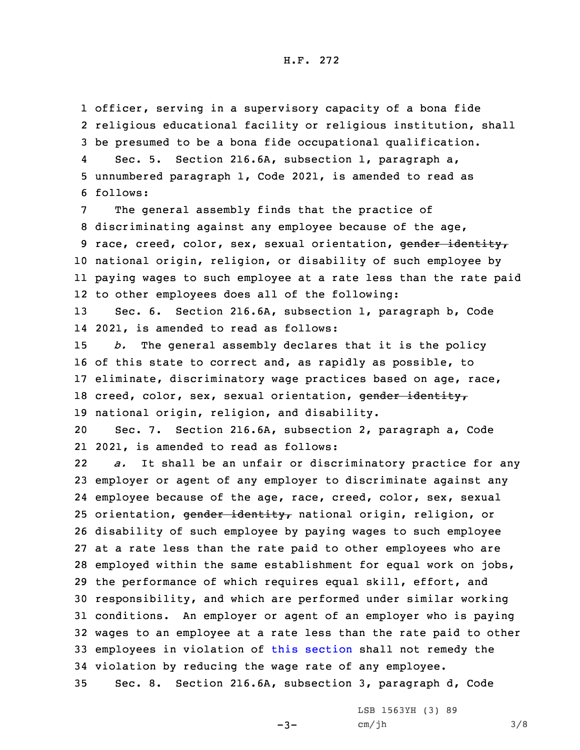officer, serving in a supervisory capacity of a bona fide religious educational facility or religious institution, shall be presumed to be a bona fide occupational qualification.

Sec. 5. Section 216.6A, subsection 1, paragraph a, unnumbered paragraph 1, Code 2021, is amended to read as follows:

The general assembly finds that the practice of discriminating against any employee because of the age, race, creed, color, sex, sexual orientation, ~~gender identity,~~ national origin, religion, or disability of such employee by paying wages to such employee at a rate less than the rate paid to other employees does all of the following:

Sec. 6. Section 216.6A, subsection 1, paragraph b, Code 2021, is amended to read as follows:

*b.* The general assembly declares that it is the policy of this state to correct and, as rapidly as possible, to eliminate, discriminatory wage practices based on age, race, creed, color, sex, sexual orientation, ~~gender identity,~~ national origin, religion, and disability.

Sec. 7. Section 216.6A, subsection 2, paragraph a, Code 2021, is amended to read as follows:

*a.* It shall be an unfair or discriminatory practice for any employer or agent of any employer to discriminate against any employee because of the age, race, creed, color, sex, sexual orientation, ~~gender identity,~~ national origin, religion, or disability of such employee by paying wages to such employee at a rate less than the rate paid to other employees who are employed within the same establishment for equal work on jobs, the performance of which requires equal skill, effort, and responsibility, and which are performed under similar working conditions. An employer or agent of an employer who is paying wages to an employee at a rate less than the rate paid to other employees in violation of this section shall not remedy the violation by reducing the wage rate of any employee.

Sec. 8. Section 216.6A, subsection 3, paragraph d, Code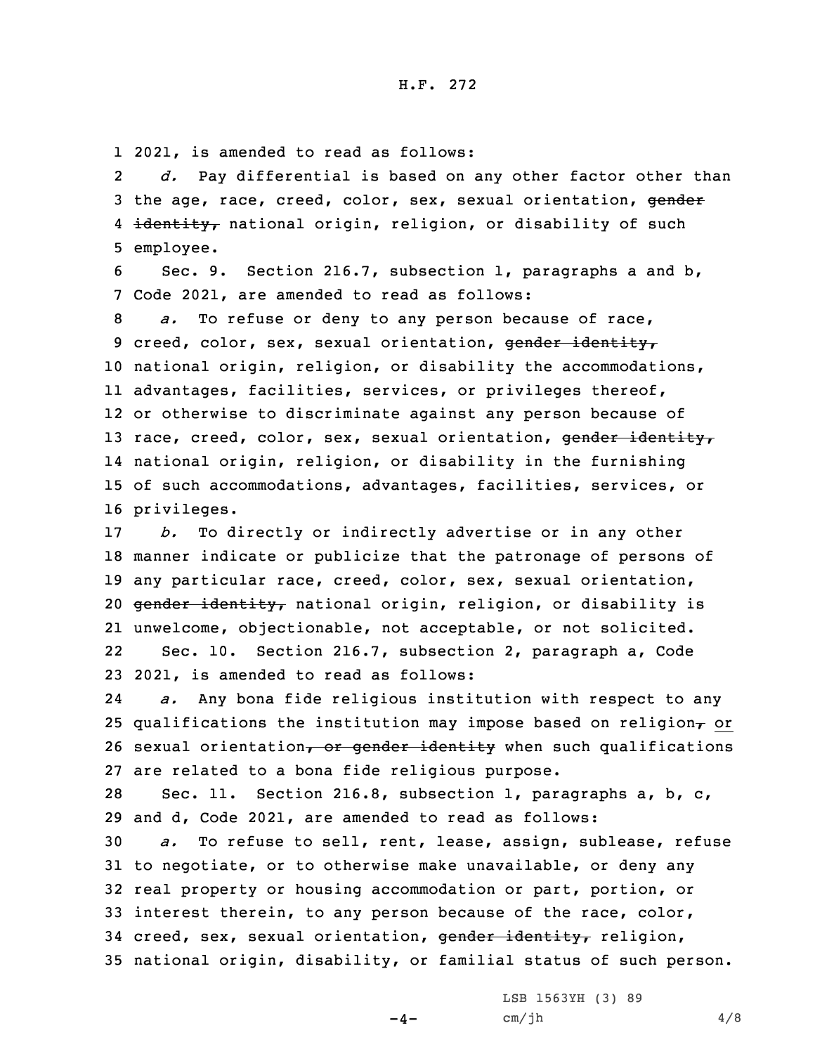2021, is amended to read as follows:

*d.* Pay differential is based on any other factor other than the age, race, creed, color, sex, sexual orientation, ~~gender identity,~~ national origin, religion, or disability of such employee.

Sec. 9. Section 216.7, subsection 1, paragraphs a and b, Code 2021, are amended to read as follows:

*a.* To refuse or deny to any person because of race, creed, color, sex, sexual orientation, ~~gender identity,~~ national origin, religion, or disability the accommodations, advantages, facilities, services, or privileges thereof, or otherwise to discriminate against any person because of race, creed, color, sex, sexual orientation, ~~gender identity,~~ national origin, religion, or disability in the furnishing of such accommodations, advantages, facilities, services, or privileges.

*b.* To directly or indirectly advertise or in any other manner indicate or publicize that the patronage of persons of any particular race, creed, color, sex, sexual orientation, ~~gender identity,~~ national origin, religion, or disability is unwelcome, objectionable, not acceptable, or not solicited.

Sec. 10. Section 216.7, subsection 2, paragraph a, Code 2021, is amended to read as follows:

*a.* Any bona fide religious institution with respect to any qualifications the institution may impose based on religion~~,~~ or sexual orientation~~, or gender identity~~ when such qualifications are related to a bona fide religious purpose.

Sec. 11. Section 216.8, subsection 1, paragraphs a, b, c, and d, Code 2021, are amended to read as follows:

*a.* To refuse to sell, rent, lease, assign, sublease, refuse to negotiate, or to otherwise make unavailable, or deny any real property or housing accommodation or part, portion, or interest therein, to any person because of the race, color, creed, sex, sexual orientation, ~~gender identity,~~ religion, national origin, disability, or familial status of such person.

LSB 1563YH (3) 89
cm/jh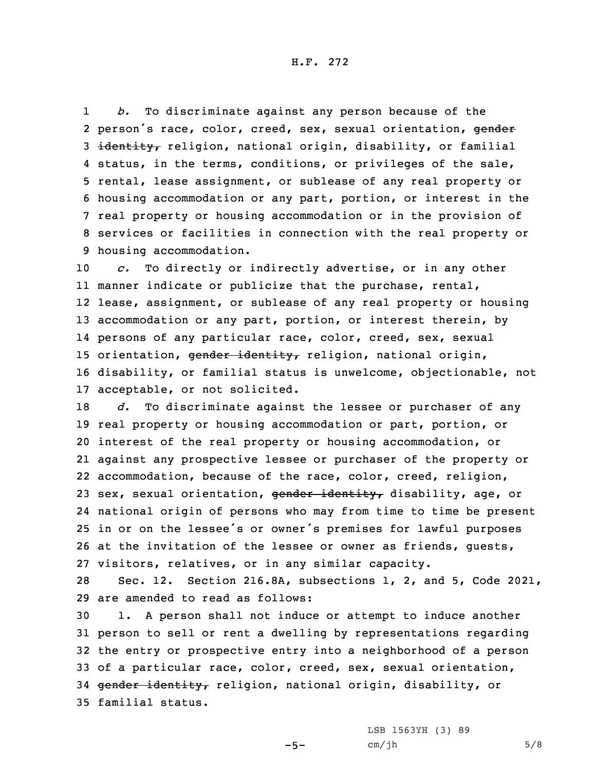*b.* To discriminate against any person because of the person's race, color, creed, sex, sexual orientation, ~~gender identity,~~ religion, national origin, disability, or familial status, in the terms, conditions, or privileges of the sale, rental, lease assignment, or sublease of any real property or housing accommodation or any part, portion, or interest in the real property or housing accommodation or in the provision of services or facilities in connection with the real property or housing accommodation.

*c.* To directly or indirectly advertise, or in any other manner indicate or publicize that the purchase, rental, lease, assignment, or sublease of any real property or housing accommodation or any part, portion, or interest therein, by persons of any particular race, color, creed, sex, sexual orientation, ~~gender identity,~~ religion, national origin, disability, or familial status is unwelcome, objectionable, not acceptable, or not solicited.

*d.* To discriminate against the lessee or purchaser of any real property or housing accommodation or part, portion, or interest of the real property or housing accommodation, or against any prospective lessee or purchaser of the property or accommodation, because of the race, color, creed, religion, sex, sexual orientation, ~~gender identity,~~ disability, age, or national origin of persons who may from time to time be present in or on the lessee's or owner's premises for lawful purposes at the invitation of the lessee or owner as friends, guests, visitors, relatives, or in any similar capacity.

Sec. 12. Section 216.8A, subsections 1, 2, and 5, Code 2021, are amended to read as follows:

1. A person shall not induce or attempt to induce another person to sell or rent a dwelling by representations regarding the entry or prospective entry into a neighborhood of a person of a particular race, color, creed, sex, sexual orientation, ~~gender identity,~~ religion, national origin, disability, or familial status.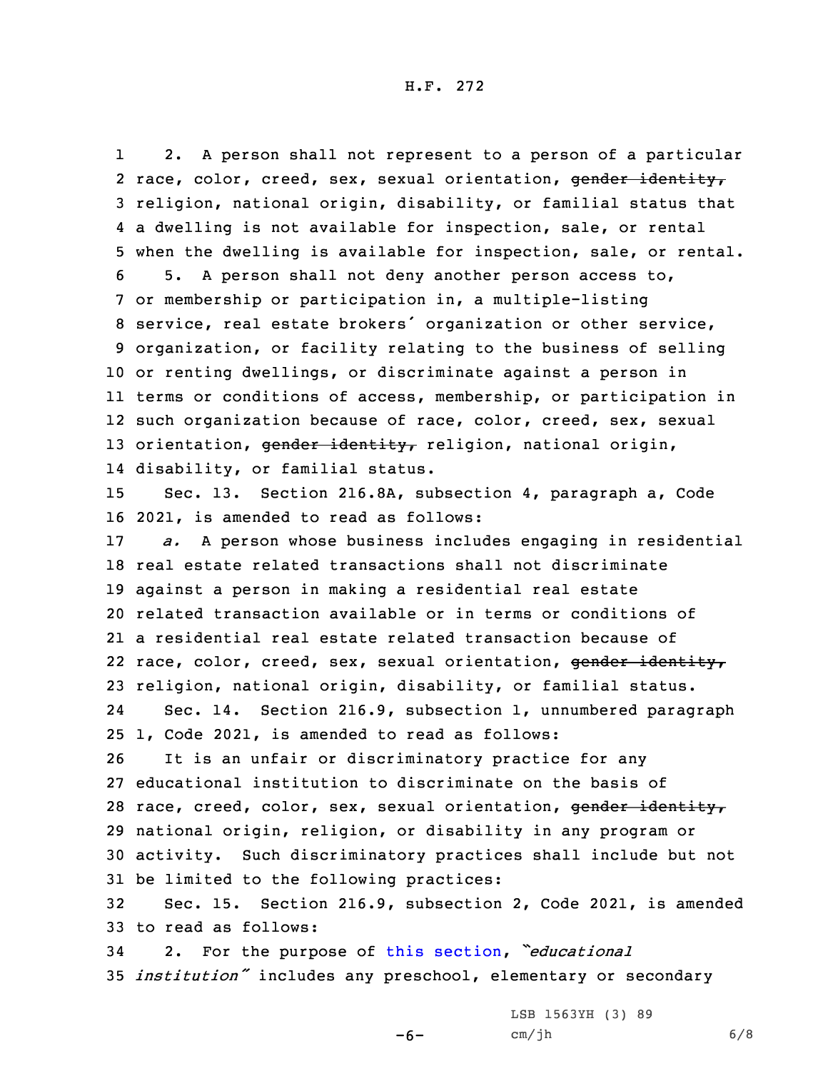2. A person shall not represent to a person of a particular race, color, creed, sex, sexual orientation, ~~gender identity,~~ religion, national origin, disability, or familial status that a dwelling is not available for inspection, sale, or rental when the dwelling is available for inspection, sale, or rental.

5. A person shall not deny another person access to, or membership or participation in, a multiple-listing service, real estate brokers' organization or other service, organization, or facility relating to the business of selling or renting dwellings, or discriminate against a person in terms or conditions of access, membership, or participation in such organization because of race, color, creed, sex, sexual orientation, ~~gender identity,~~ religion, national origin, disability, or familial status.

Sec. 13. Section 216.8A, subsection 4, paragraph a, Code 2021, is amended to read as follows:

*a.* A person whose business includes engaging in residential real estate related transactions shall not discriminate against a person in making a residential real estate related transaction available or in terms or conditions of a residential real estate related transaction because of race, color, creed, sex, sexual orientation, ~~gender identity,~~ religion, national origin, disability, or familial status.

Sec. 14. Section 216.9, subsection 1, unnumbered paragraph 1, Code 2021, is amended to read as follows:

It is an unfair or discriminatory practice for any educational institution to discriminate on the basis of race, creed, color, sex, sexual orientation, ~~gender identity,~~ national origin, religion, or disability in any program or activity. Such discriminatory practices shall include but not be limited to the following practices:

Sec. 15. Section 216.9, subsection 2, Code 2021, is amended to read as follows:

2. For the purpose of this section, *"educational institution"* includes any preschool, elementary or secondary

LSB 1563YH (3) 89
cm/jh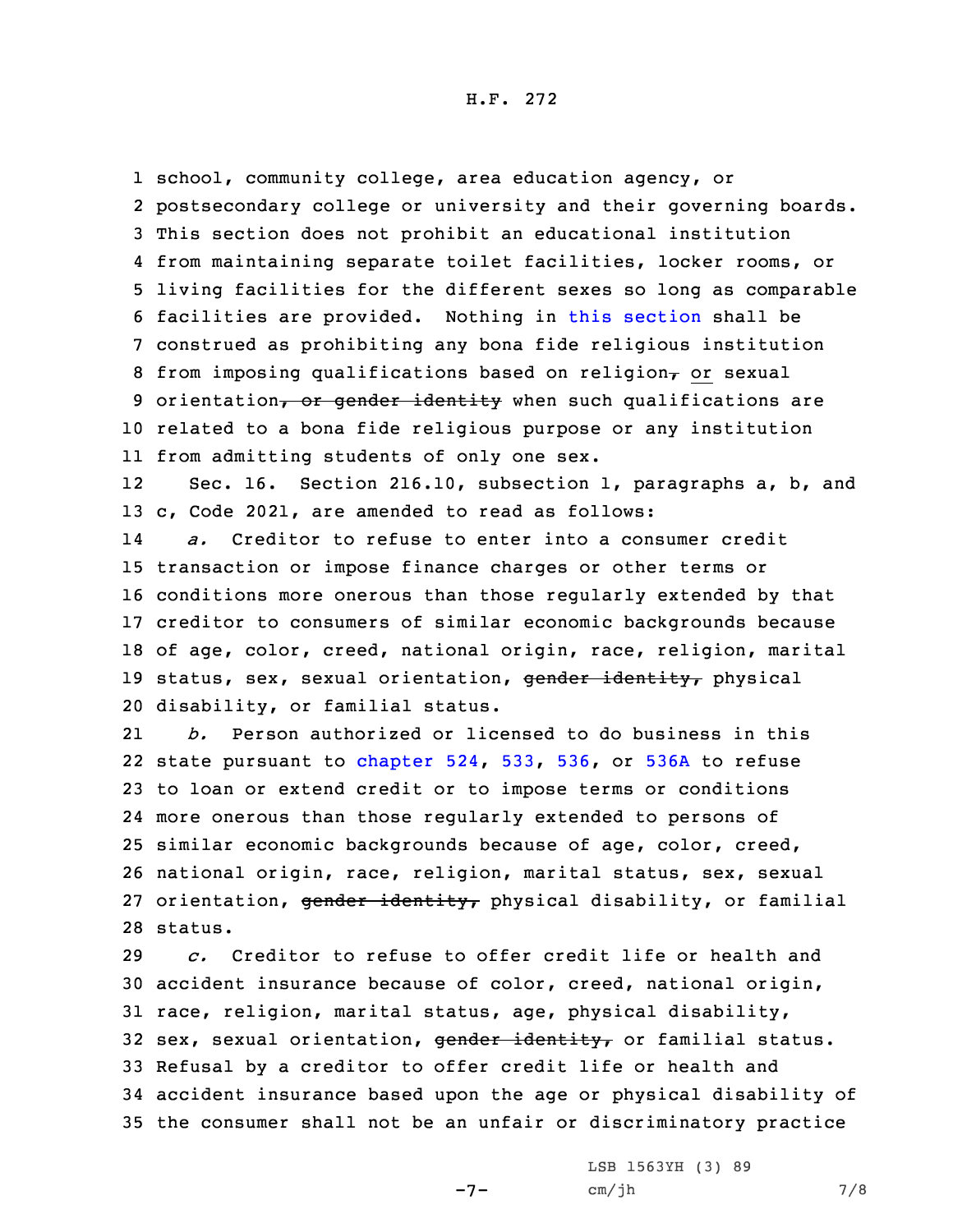school, community college, area education agency, or postsecondary college or university and their governing boards. This section does not prohibit an educational institution from maintaining separate toilet facilities, locker rooms, or living facilities for the different sexes so long as comparable facilities are provided. Nothing in this section shall be construed as prohibiting any bona fide religious institution from imposing qualifications based on religion~~,~~ or sexual orientation~~, or gender identity~~ when such qualifications are related to a bona fide religious purpose or any institution from admitting students of only one sex.

Sec. 16. Section 216.10, subsection 1, paragraphs a, b, and c, Code 2021, are amended to read as follows:

*a.* Creditor to refuse to enter into a consumer credit transaction or impose finance charges or other terms or conditions more onerous than those regularly extended by that creditor to consumers of similar economic backgrounds because of age, color, creed, national origin, race, religion, marital status, sex, sexual orientation, ~~gender identity,~~ physical disability, or familial status.

*b.* Person authorized or licensed to do business in this state pursuant to chapter 524, 533, 536, or 536A to refuse to loan or extend credit or to impose terms or conditions more onerous than those regularly extended to persons of similar economic backgrounds because of age, color, creed, national origin, race, religion, marital status, sex, sexual orientation, ~~gender identity,~~ physical disability, or familial status.

*c.* Creditor to refuse to offer credit life or health and accident insurance because of color, creed, national origin, race, religion, marital status, age, physical disability, sex, sexual orientation, ~~gender identity,~~ or familial status. Refusal by a creditor to offer credit life or health and accident insurance based upon the age or physical disability of the consumer shall not be an unfair or discriminatory practice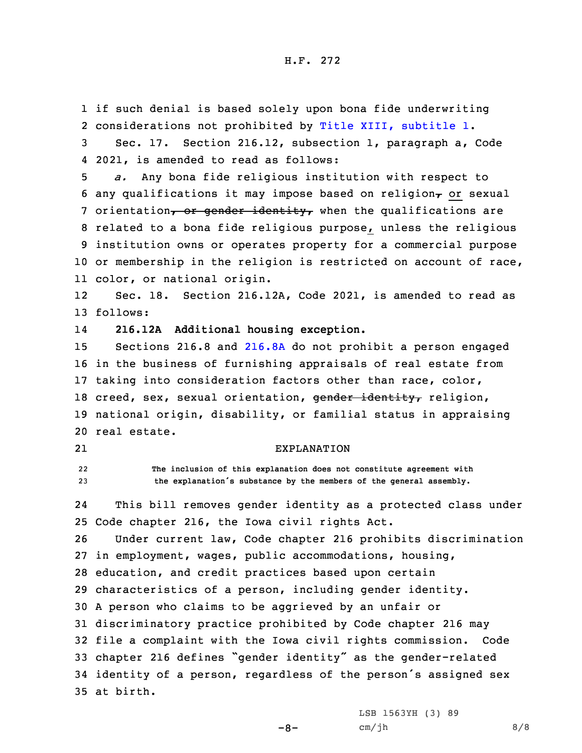if such denial is based solely upon bona fide underwriting considerations not prohibited by Title XIII, subtitle 1.

Sec. 17. Section 216.12, subsection 1, paragraph a, Code 2021, is amended to read as follows:

*a.* Any bona fide religious institution with respect to any qualifications it may impose based on religion, or sexual orientation, ~~or gender identity,~~ when the qualifications are related to a bona fide religious purpose, unless the religious institution owns or operates property for a commercial purpose or membership in the religion is restricted on account of race, color, or national origin.

Sec. 18. Section 216.12A, Code 2021, is amended to read as follows:

**216.12A Additional housing exception.**

Sections 216.8 and 216.8A do not prohibit a person engaged in the business of furnishing appraisals of real estate from taking into consideration factors other than race, color, creed, sex, sexual orientation, ~~gender identity,~~ religion, national origin, disability, or familial status in appraising real estate.

EXPLANATION

The inclusion of this explanation does not constitute agreement with the explanation's substance by the members of the general assembly.

This bill removes gender identity as a protected class under Code chapter 216, the Iowa civil rights Act.

Under current law, Code chapter 216 prohibits discrimination in employment, wages, public accommodations, housing, education, and credit practices based upon certain characteristics of a person, including gender identity. A person who claims to be aggrieved by an unfair or discriminatory practice prohibited by Code chapter 216 may file a complaint with the Iowa civil rights commission. Code chapter 216 defines "gender identity" as the gender-related identity of a person, regardless of the person's assigned sex at birth.

LSB 1563YH (3) 89
cm/jh